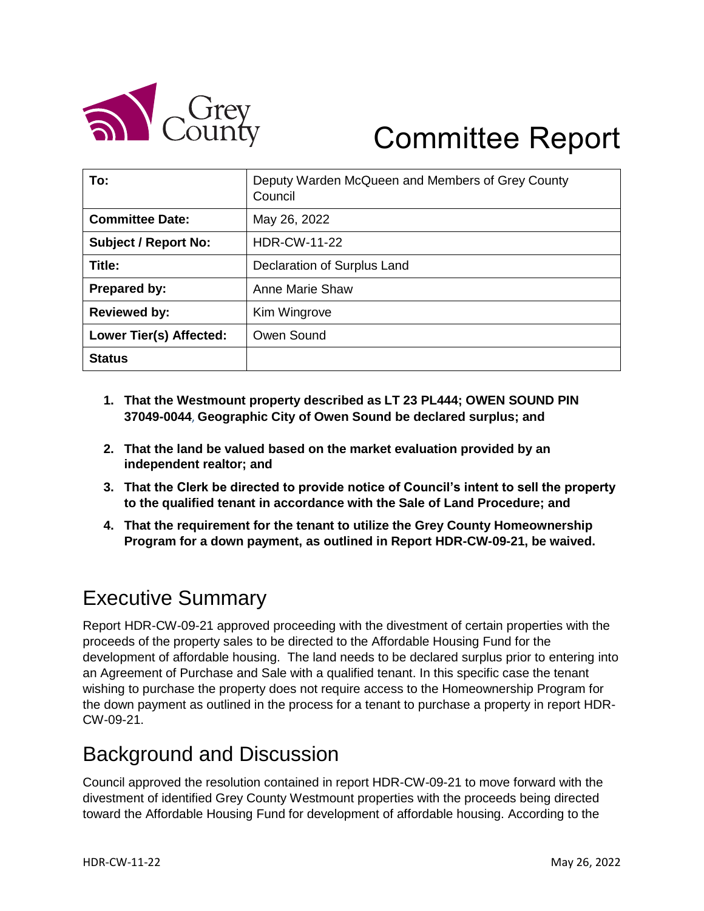Grey County

# Committee Report

| To: | Deputy Warden McQueen and Members of Grey County Council |
|---|---|
| **Committee Date:** | May 26, 2022 |
| **Subject / Report No:** | HDR-CW-11-22 |
| **Title:** | Declaration of Surplus Land |
| **Prepared by:** | Anne Marie Shaw |
| **Reviewed by:** | Kim Wingrove |
| **Lower Tier(s) Affected:** | Owen Sound |
| **Status** | |

1. **That the Westmount property described as LT 23 PL444; OWEN SOUND PIN 37049-0044, Geographic City of Owen Sound be declared surplus; and**
2. **That the land be valued based on the market evaluation provided by an independent realtor; and**
3. **That the Clerk be directed to provide notice of Council's intent to sell the property to the qualified tenant in accordance with the Sale of Land Procedure; and**
4. **That the requirement for the tenant to utilize the Grey County Homeownership Program for a down payment, as outlined in Report HDR-CW-09-21, be waived.**

## Executive Summary

Report HDR-CW-09-21 approved proceeding with the divestment of certain properties with the proceeds of the property sales to be directed to the Affordable Housing Fund for the development of affordable housing. The land needs to be declared surplus prior to entering into an Agreement of Purchase and Sale with a qualified tenant. In this specific case the tenant wishing to purchase the property does not require access to the Homeownership Program for the down payment as outlined in the process for a tenant to purchase a property in report HDR-CW-09-21.

## Background and Discussion

Council approved the resolution contained in report HDR-CW-09-21 to move forward with the divestment of identified Grey County Westmount properties with the proceeds being directed toward the Affordable Housing Fund for development of affordable housing. According to the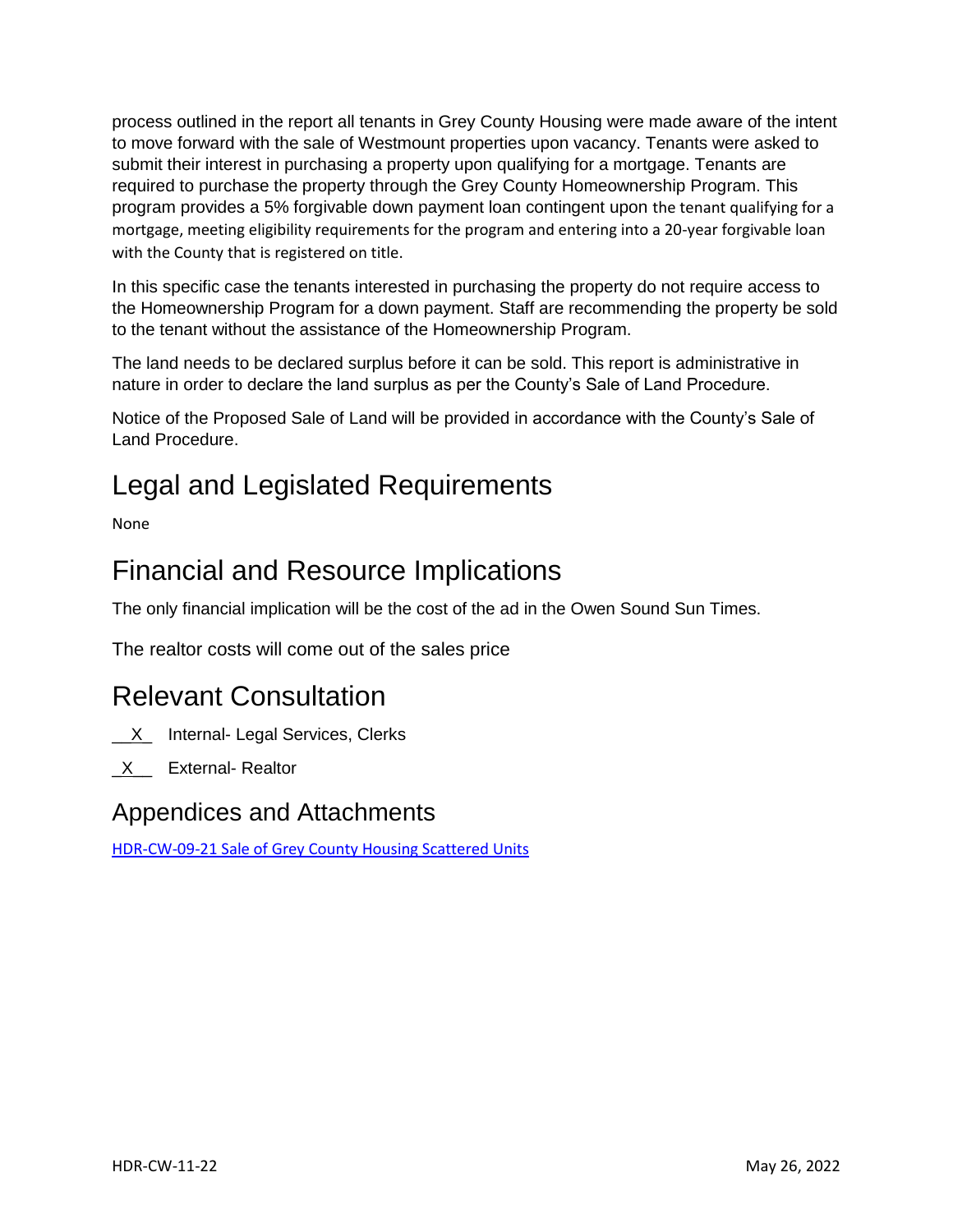process outlined in the report all tenants in Grey County Housing were made aware of the intent to move forward with the sale of Westmount properties upon vacancy. Tenants were asked to submit their interest in purchasing a property upon qualifying for a mortgage. Tenants are required to purchase the property through the Grey County Homeownership Program. This program provides a 5% forgivable down payment loan contingent upon the tenant qualifying for a mortgage, meeting eligibility requirements for the program and entering into a 20-year forgivable loan with the County that is registered on title.

In this specific case the tenants interested in purchasing the property do not require access to the Homeownership Program for a down payment. Staff are recommending the property be sold to the tenant without the assistance of the Homeownership Program.

The land needs to be declared surplus before it can be sold. This report is administrative in nature in order to declare the land surplus as per the County's Sale of Land Procedure.

Notice of the Proposed Sale of Land will be provided in accordance with the County's Sale of Land Procedure.

# Legal and Legislated Requirements

None

# Financial and Resource Implications

The only financial implication will be the cost of the ad in the Owen Sound Sun Times.

The realtor costs will come out of the sales price

# Relevant Consultation

__X_ Internal- Legal Services, Clerks

_X__ External- Realtor

## Appendices and Attachments

HDR-CW-09-21 Sale of Grey County Housing Scattered Units